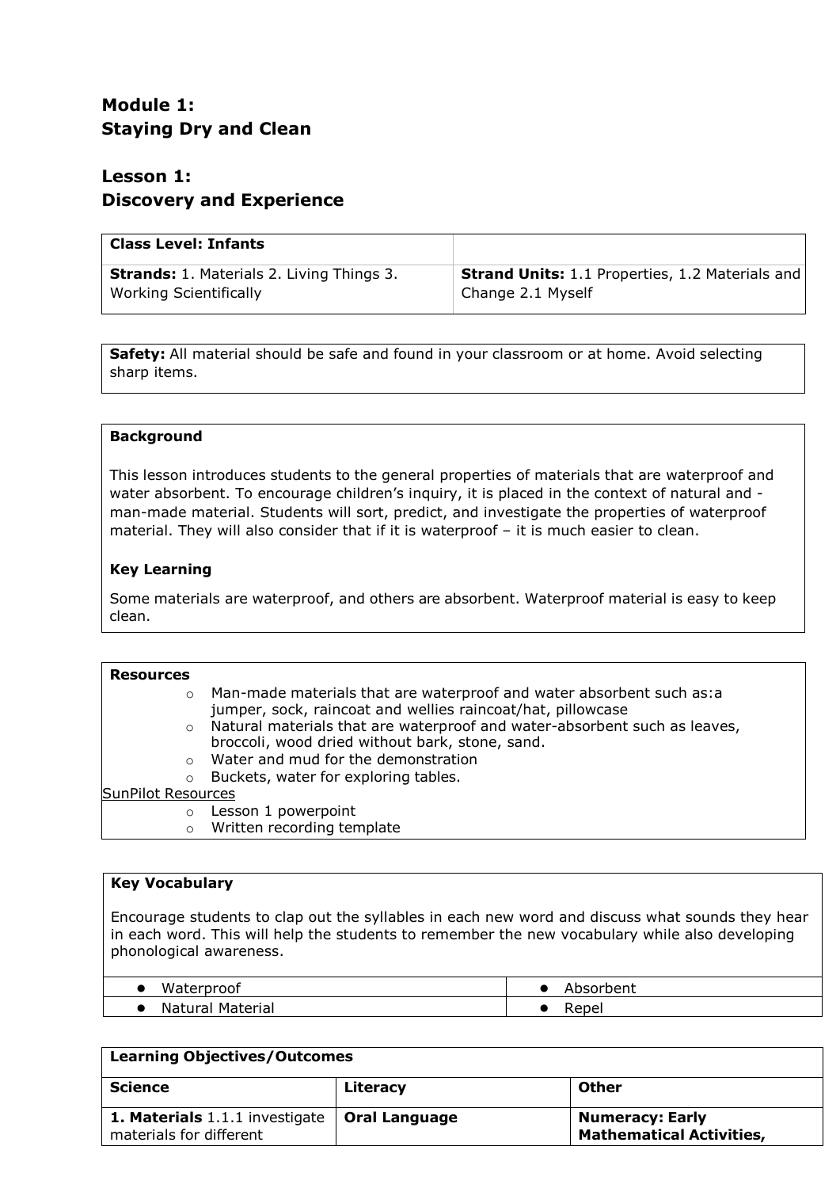# Module 1:
# Staying Dry and Clean

## Lesson 1:
## Discovery and Experience

| **Class Level: Infants** | |
|---|---|
| **Strands:** 1. Materials 2. Living Things 3. Working Scientifically | **Strand Units:** 1.1 Properties, 1.2 Materials and Change 2.1 Myself |

**Safety:** All material should be safe and found in your classroom or at home. Avoid selecting sharp items.

### Background

This lesson introduces students to the general properties of materials that are waterproof and water absorbent. To encourage children's inquiry, it is placed in the context of natural and - man-made material. Students will sort, predict, and investigate the properties of waterproof material. They will also consider that if it is waterproof – it is much easier to clean.

### Key Learning

Some materials are waterproof, and others are absorbent. Waterproof material is easy to keep clean.

### Resources

- Man-made materials that are waterproof and water absorbent such as:a jumper, sock, raincoat and wellies raincoat/hat, pillowcase
- Natural materials that are waterproof and water-absorbent such as leaves, broccoli, wood dried without bark, stone, sand.
- Water and mud for the demonstration
- Buckets, water for exploring tables.

SunPilot Resources

- Lesson 1 powerpoint
- Written recording template

### Key Vocabulary

Encourage students to clap out the syllables in each new word and discuss what sounds they hear in each word. This will help the students to remember the new vocabulary while also developing phonological awareness.

| | |
|---|---|
| • Waterproof | • Absorbent |
| • Natural Material | • Repel |

| **Learning Objectives/Outcomes** | | |
|---|---|---|
| **Science** | **Literacy** | **Other** |
| **1. Materials** 1.1.1 investigate materials for different | **Oral Language** | **Numeracy: Early Mathematical Activities,** |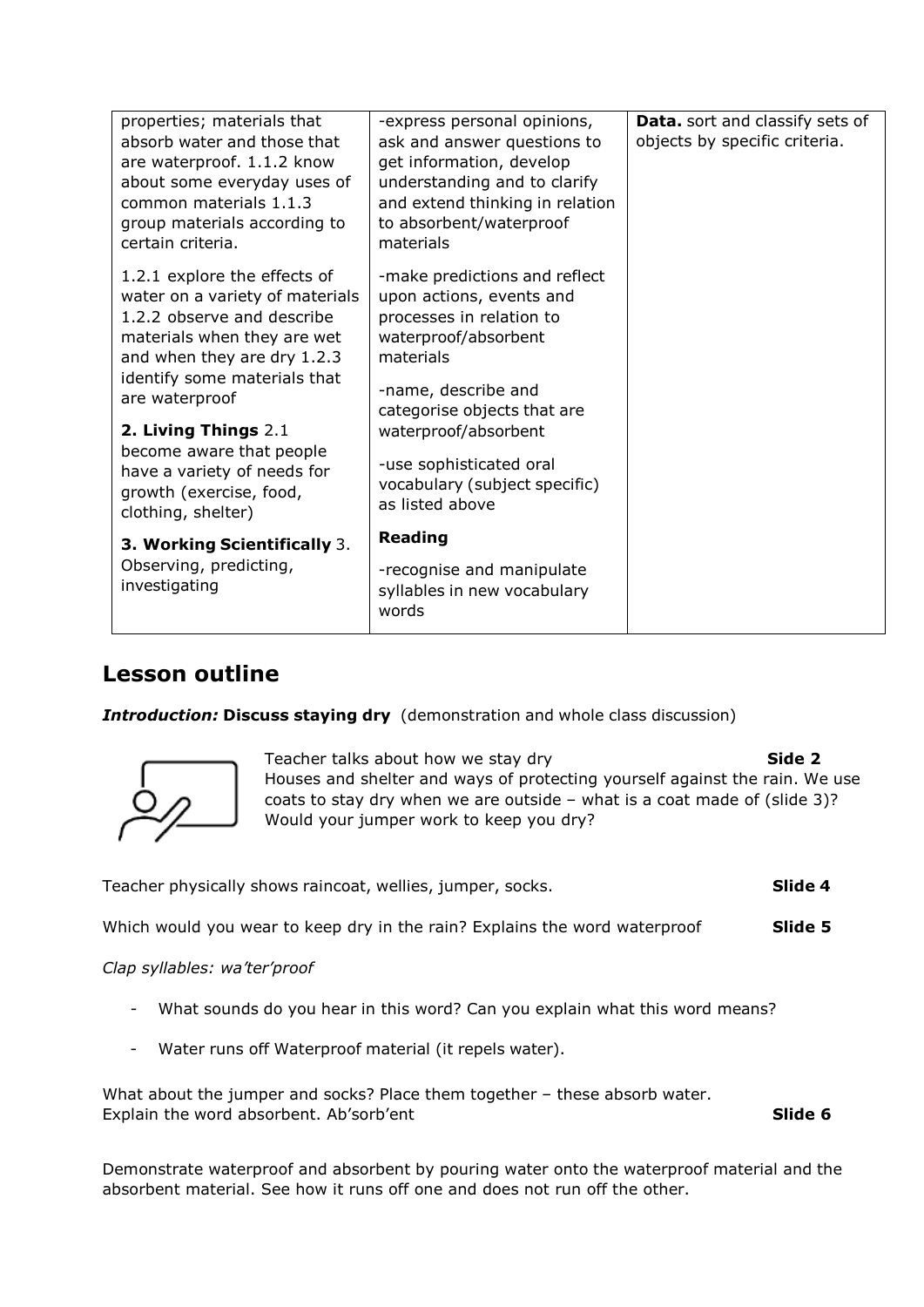| | | |
|---|---|---|
| properties; materials that absorb water and those that are waterproof. 1.1.2 know about some everyday uses of common materials 1.1.3 group materials according to certain criteria.<br><br>1.2.1 explore the effects of water on a variety of materials 1.2.2 observe and describe materials when they are wet and when they are dry 1.2.3 identify some materials that are waterproof<br><br>**2. Living Things** 2.1 become aware that people have a variety of needs for growth (exercise, food, clothing, shelter)<br><br>**3. Working Scientifically** 3. Observing, predicting, investigating | -express personal opinions, ask and answer questions to get information, develop understanding and to clarify and extend thinking in relation to absorbent/waterproof materials<br><br>-make predictions and reflect upon actions, events and processes in relation to waterproof/absorbent materials<br><br>-name, describe and categorise objects that are waterproof/absorbent<br><br>-use sophisticated oral vocabulary (subject specific) as listed above<br><br>**Reading**<br><br>-recognise and manipulate syllables in new vocabulary words | **Data.** sort and classify sets of objects by specific criteria. |

## Lesson outline

***Introduction:*** **Discuss staying dry** (demonstration and whole class discussion)

Teacher talks about how we stay dry **Side 2**
Houses and shelter and ways of protecting yourself against the rain. We use coats to stay dry when we are outside – what is a coat made of (slide 3)? Would your jumper work to keep you dry?

Teacher physically shows raincoat, wellies, jumper, socks. **Slide 4**

Which would you wear to keep dry in the rain? Explains the word waterproof **Slide 5**

*Clap syllables: wa'ter'proof*

- What sounds do you hear in this word? Can you explain what this word means?
- Water runs off Waterproof material (it repels water).

What about the jumper and socks? Place them together – these absorb water.
Explain the word absorbent. Ab'sorb'ent **Slide 6**

Demonstrate waterproof and absorbent by pouring water onto the waterproof material and the absorbent material. See how it runs off one and does not run off the other.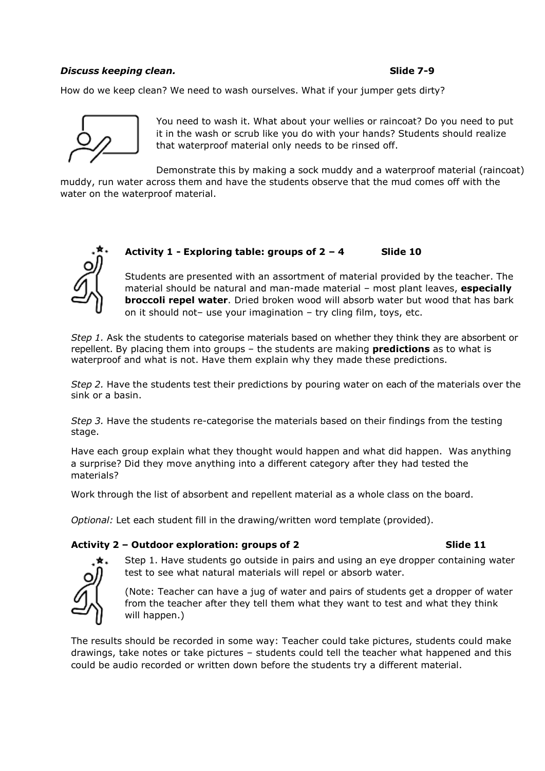***Discuss keeping clean.*** **Slide 7-9**

How do we keep clean? We need to wash ourselves. What if your jumper gets dirty?

You need to wash it. What about your wellies or raincoat? Do you need to put it in the wash or scrub like you do with your hands? Students should realize that waterproof material only needs to be rinsed off.

Demonstrate this by making a sock muddy and a waterproof material (raincoat) muddy, run water across them and have the students observe that the mud comes off with the water on the waterproof material.

**Activity 1 - Exploring table: groups of 2 – 4** **Slide 10**

Students are presented with an assortment of material provided by the teacher. The material should be natural and man-made material – most plant leaves, **especially broccoli repel water**. Dried broken wood will absorb water but wood that has bark on it should not– use your imagination – try cling film, toys, etc.

*Step 1.* Ask the students to categorise materials based on whether they think they are absorbent or repellent. By placing them into groups – the students are making **predictions** as to what is waterproof and what is not. Have them explain why they made these predictions.

*Step 2.* Have the students test their predictions by pouring water on each of the materials over the sink or a basin.

*Step 3.* Have the students re-categorise the materials based on their findings from the testing stage.

Have each group explain what they thought would happen and what did happen. Was anything a surprise? Did they move anything into a different category after they had tested the materials?

Work through the list of absorbent and repellent material as a whole class on the board.

*Optional:* Let each student fill in the drawing/written word template (provided).

**Activity 2 – Outdoor exploration: groups of 2** **Slide 11**

Step 1. Have students go outside in pairs and using an eye dropper containing water test to see what natural materials will repel or absorb water.

(Note: Teacher can have a jug of water and pairs of students get a dropper of water from the teacher after they tell them what they want to test and what they think will happen.)

The results should be recorded in some way: Teacher could take pictures, students could make drawings, take notes or take pictures – students could tell the teacher what happened and this could be audio recorded or written down before the students try a different material.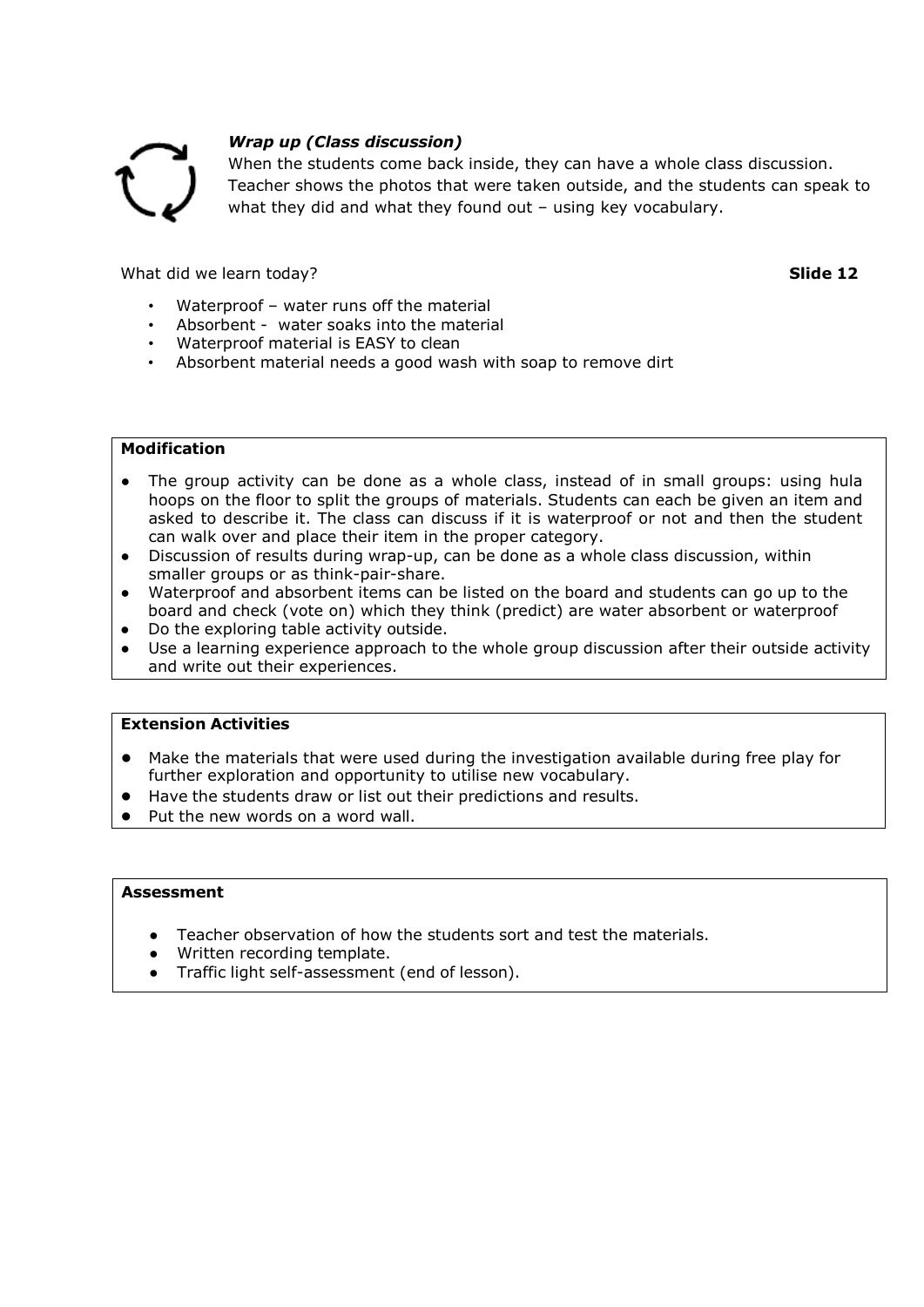### *Wrap up (Class discussion)*

When the students come back inside, they can have a whole class discussion. Teacher shows the photos that were taken outside, and the students can speak to what they did and what they found out – using key vocabulary.

What did we learn today? **Slide 12**

- Waterproof – water runs off the material
- Absorbent - water soaks into the material
- Waterproof material is EASY to clean
- Absorbent material needs a good wash with soap to remove dirt

**Modification**

- The group activity can be done as a whole class, instead of in small groups: using hula hoops on the floor to split the groups of materials. Students can each be given an item and asked to describe it. The class can discuss if it is waterproof or not and then the student can walk over and place their item in the proper category.
- Discussion of results during wrap-up, can be done as a whole class discussion, within smaller groups or as think-pair-share.
- Waterproof and absorbent items can be listed on the board and students can go up to the board and check (vote on) which they think (predict) are water absorbent or waterproof
- Do the exploring table activity outside.
- Use a learning experience approach to the whole group discussion after their outside activity and write out their experiences.

**Extension Activities**

- Make the materials that were used during the investigation available during free play for further exploration and opportunity to utilise new vocabulary.
- Have the students draw or list out their predictions and results.
- Put the new words on a word wall.

**Assessment**

- Teacher observation of how the students sort and test the materials.
- Written recording template.
- Traffic light self-assessment (end of lesson).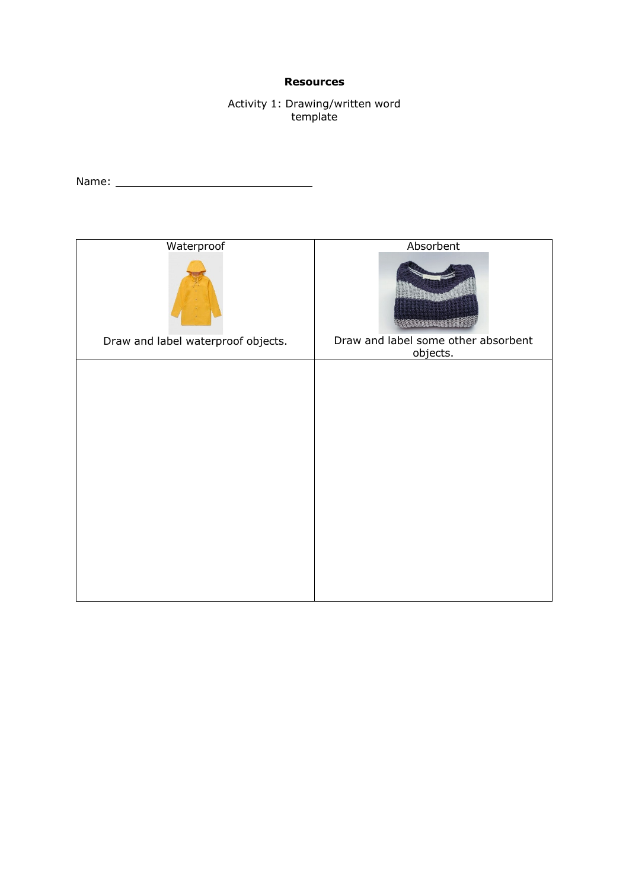**Resources**

Activity 1: Drawing/written word template

Name: ______________________________

| Waterproof | Absorbent |
| --- | --- |
| Draw and label waterproof objects. | Draw and label some other absorbent objects. |
| | |